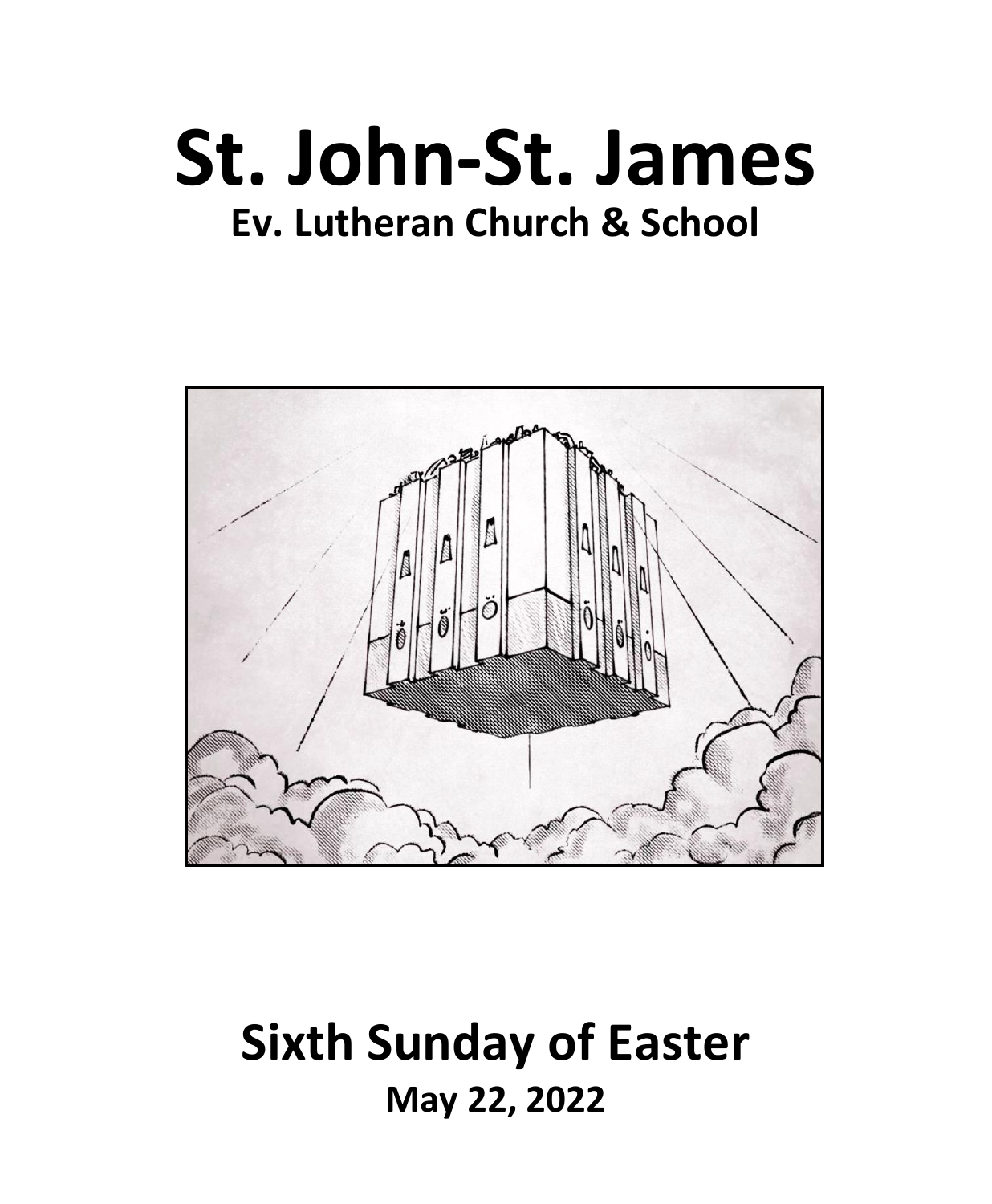# St. John-St. James

## Ev. Lutheran Church & School

# Sixth Sunday of Easter

## May 22, 2022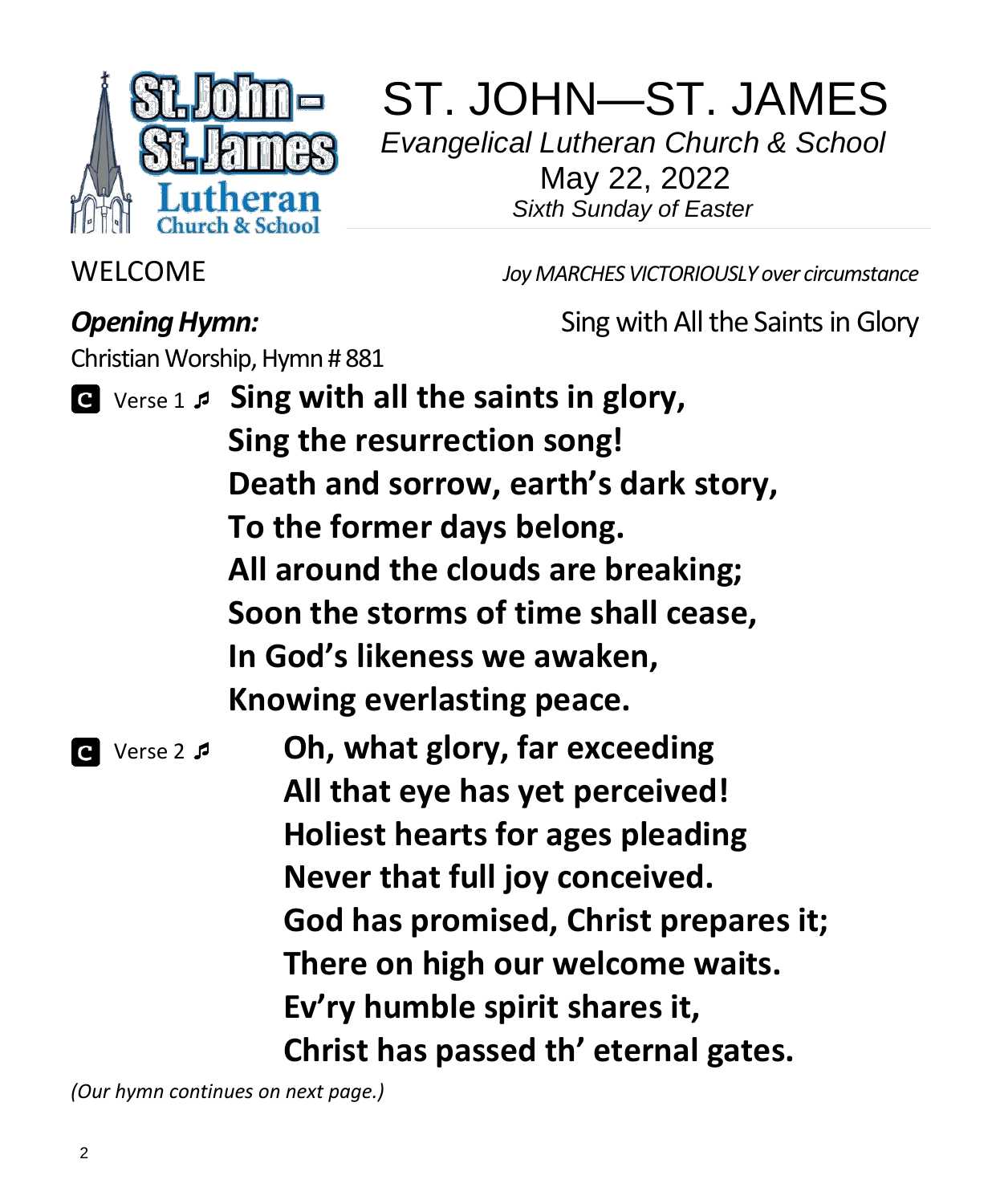# ST. JOHN—ST. JAMES

*Evangelical Lutheran Church & School*

May 22, 2022

*Sixth Sunday of Easter*

WELCOME *Joy MARCHES VICTORIOUSLY over circumstance*

***Opening Hymn:*** Sing with All the Saints in Glory

Christian Worship, Hymn # 881

**C** Verse 1 ♬ **Sing with all the saints in glory,**
**Sing the resurrection song!**
**Death and sorrow, earth's dark story,**
**To the former days belong.**
**All around the clouds are breaking;**
**Soon the storms of time shall cease,**
**In God's likeness we awaken,**
**Knowing everlasting peace.**

**C** Verse 2 ♬ **Oh, what glory, far exceeding**
**All that eye has yet perceived!**
**Holiest hearts for ages pleading**
**Never that full joy conceived.**
**God has promised, Christ prepares it;**
**There on high our welcome waits.**
**Ev'ry humble spirit shares it,**
**Christ has passed th' eternal gates.**

*(Our hymn continues on next page.)*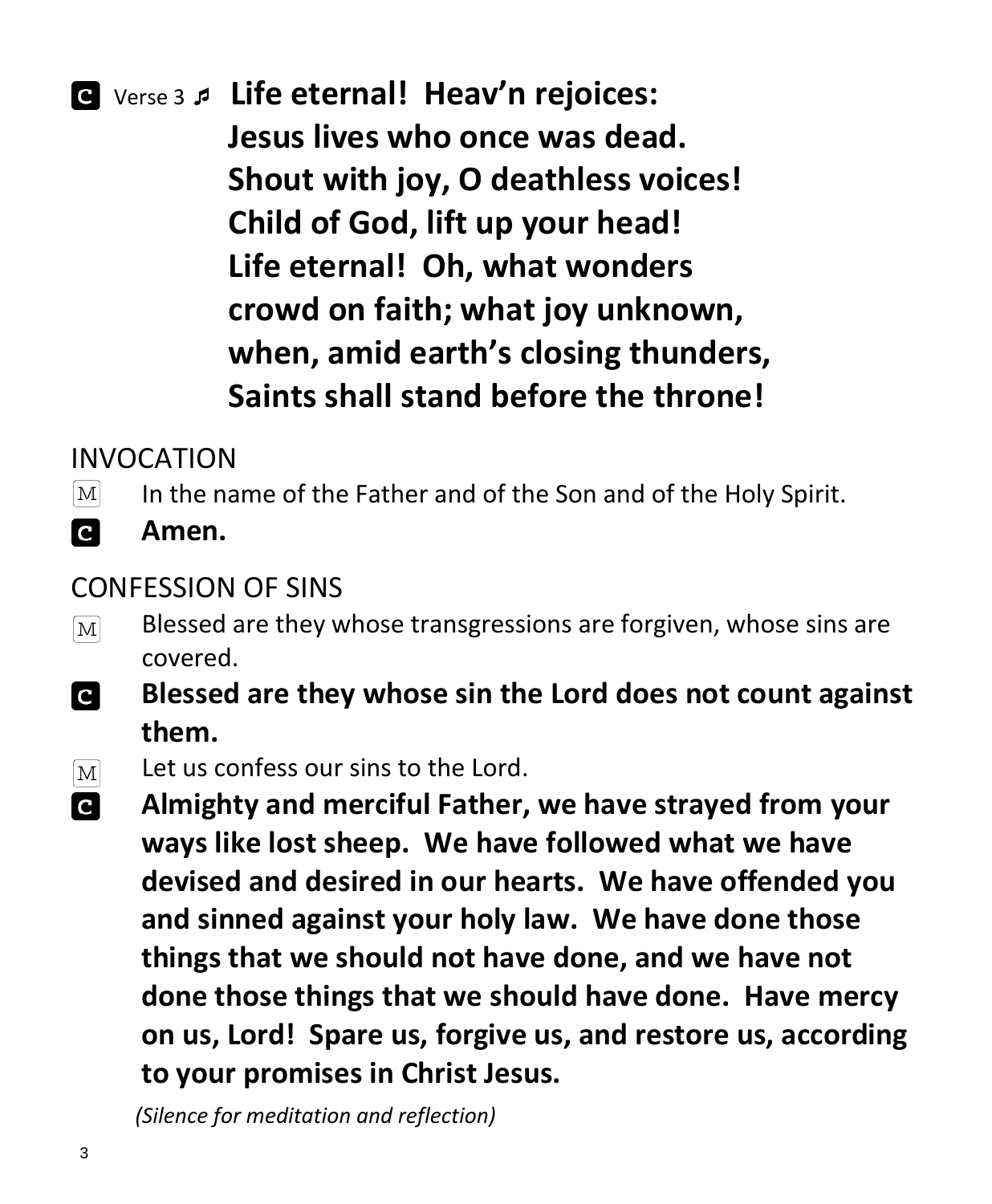**C** Verse 3 ♪ **Life eternal! Heav'n rejoices:**
**Jesus lives who once was dead.**
**Shout with joy, O deathless voices!**
**Child of God, lift up your head!**
**Life eternal! Oh, what wonders**
**crowd on faith; what joy unknown,**
**when, amid earth's closing thunders,**
**Saints shall stand before the throne!**

## INVOCATION

M In the name of the Father and of the Son and of the Holy Spirit.

**C** **Amen.**

## CONFESSION OF SINS

M Blessed are they whose transgressions are forgiven, whose sins are covered.

**C** **Blessed are they whose sin the Lord does not count against them.**

M Let us confess our sins to the Lord.

**C** **Almighty and merciful Father, we have strayed from your ways like lost sheep. We have followed what we have devised and desired in our hearts. We have offended you and sinned against your holy law. We have done those things that we should not have done, and we have not done those things that we should have done. Have mercy on us, Lord! Spare us, forgive us, and restore us, according to your promises in Christ Jesus.**

*(Silence for meditation and reflection)*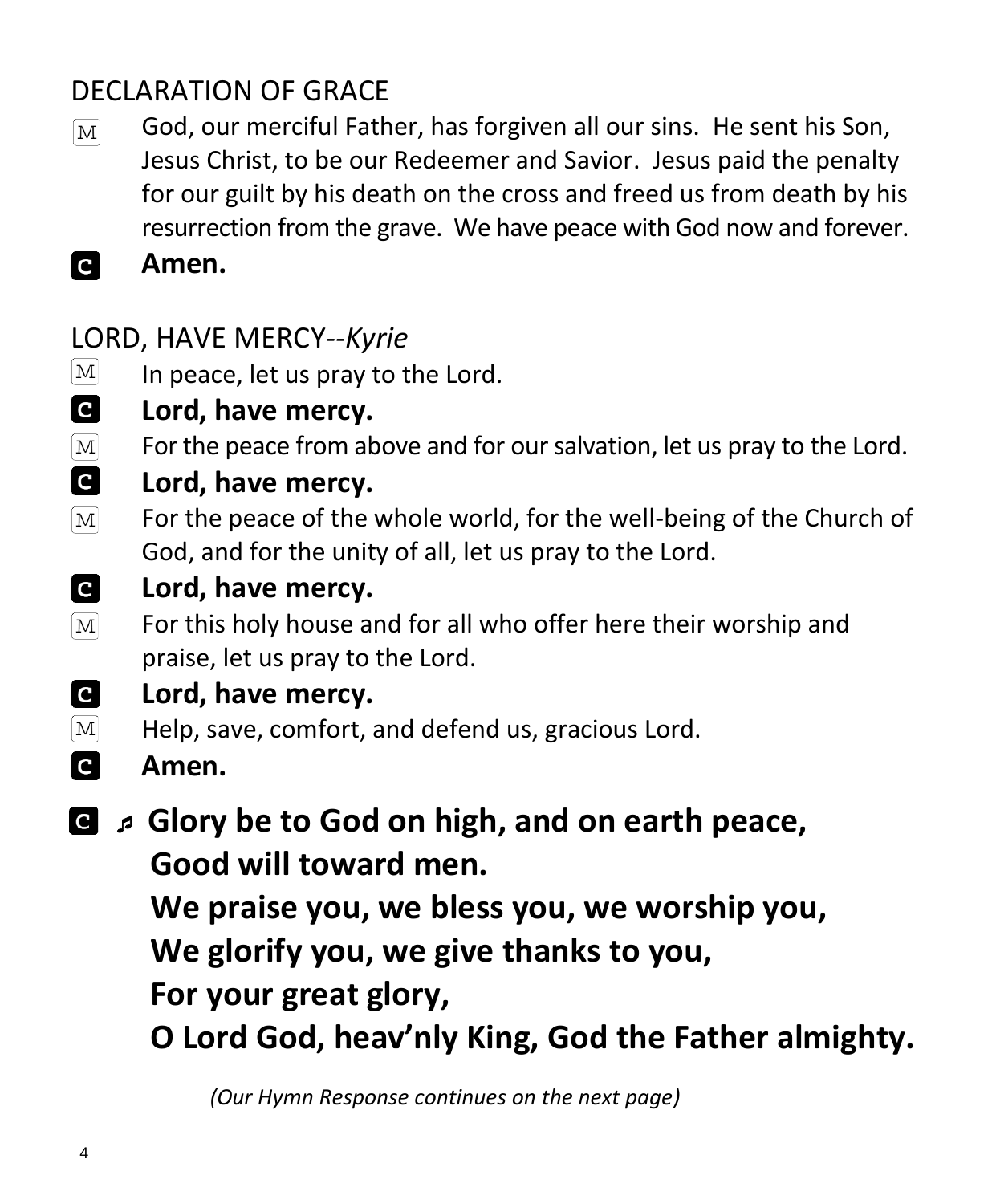## DECLARATION OF GRACE

M God, our merciful Father, has forgiven all our sins. He sent his Son, Jesus Christ, to be our Redeemer and Savior. Jesus paid the penalty for our guilt by his death on the cross and freed us from death by his resurrection from the grave. We have peace with God now and forever.

C **Amen.**

## LORD, HAVE MERCY--*Kyrie*

M In peace, let us pray to the Lord.

C **Lord, have mercy.**

M For the peace from above and for our salvation, let us pray to the Lord.

C **Lord, have mercy.**

M For the peace of the whole world, for the well-being of the Church of God, and for the unity of all, let us pray to the Lord.

C **Lord, have mercy.**

M For this holy house and for all who offer here their worship and praise, let us pray to the Lord.

C **Lord, have mercy.**

M Help, save, comfort, and defend us, gracious Lord.

C **Amen.**

C ♬ **Glory be to God on high, and on earth peace,**
**Good will toward men.**
**We praise you, we bless you, we worship you,**
**We glorify you, we give thanks to you,**
**For your great glory,**
**O Lord God, heav'nly King, God the Father almighty.**

*(Our Hymn Response continues on the next page)*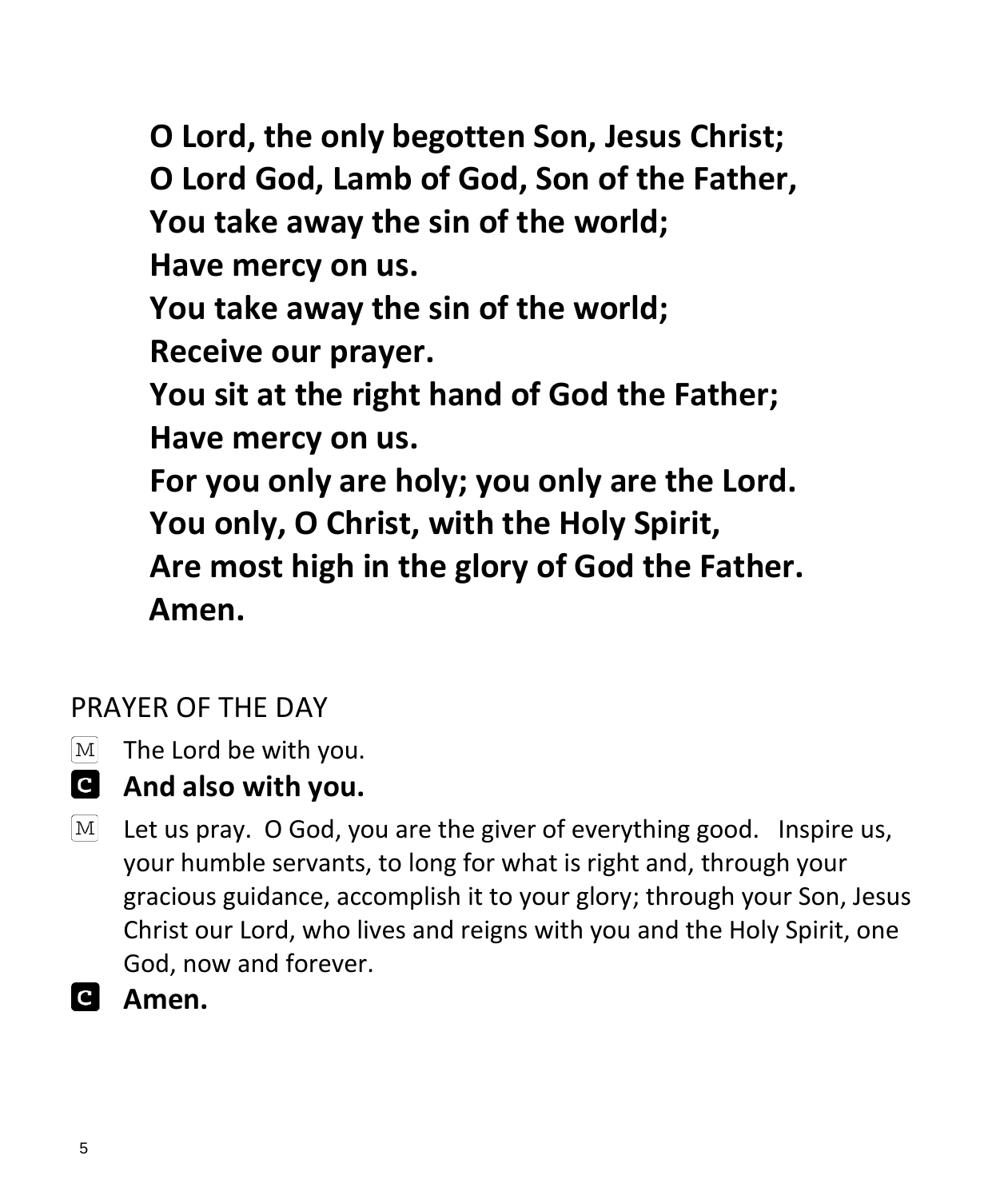**O Lord, the only begotten Son, Jesus Christ;**
**O Lord God, Lamb of God, Son of the Father,**
**You take away the sin of the world;**
**Have mercy on us.**
**You take away the sin of the world;**
**Receive our prayer.**
**You sit at the right hand of God the Father;**
**Have mercy on us.**
**For you only are holy; you only are the Lord.**
**You only, O Christ, with the Holy Spirit,**
**Are most high in the glory of God the Father.**
**Amen.**

## PRAYER OF THE DAY

M The Lord be with you.

**C And also with you.**

M Let us pray. O God, you are the giver of everything good. Inspire us, your humble servants, to long for what is right and, through your gracious guidance, accomplish it to your glory; through your Son, Jesus Christ our Lord, who lives and reigns with you and the Holy Spirit, one God, now and forever.

**C Amen.**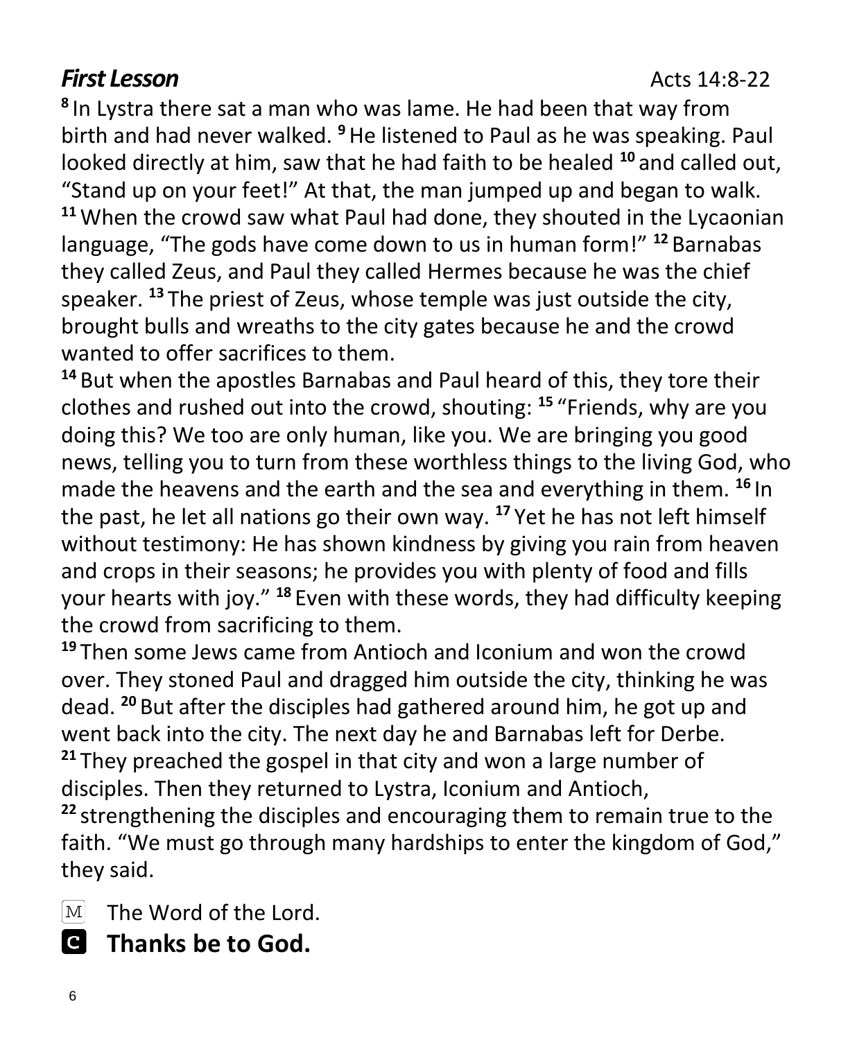### ***First Lesson*** Acts 14:8-22

[8] In Lystra there sat a man who was lame. He had been that way from birth and had never walked. [9] He listened to Paul as he was speaking. Paul looked directly at him, saw that he had faith to be healed [10] and called out, "Stand up on your feet!" At that, the man jumped up and began to walk. [11] When the crowd saw what Paul had done, they shouted in the Lycaonian language, "The gods have come down to us in human form!" [12] Barnabas they called Zeus, and Paul they called Hermes because he was the chief speaker. [13] The priest of Zeus, whose temple was just outside the city, brought bulls and wreaths to the city gates because he and the crowd wanted to offer sacrifices to them.

[14] But when the apostles Barnabas and Paul heard of this, they tore their clothes and rushed out into the crowd, shouting: [15] "Friends, why are you doing this? We too are only human, like you. We are bringing you good news, telling you to turn from these worthless things to the living God, who made the heavens and the earth and the sea and everything in them. [16] In the past, he let all nations go their own way. [17] Yet he has not left himself without testimony: He has shown kindness by giving you rain from heaven and crops in their seasons; he provides you with plenty of food and fills your hearts with joy." [18] Even with these words, they had difficulty keeping the crowd from sacrificing to them.

[19] Then some Jews came from Antioch and Iconium and won the crowd over. They stoned Paul and dragged him outside the city, thinking he was dead. [20] But after the disciples had gathered around him, he got up and went back into the city. The next day he and Barnabas left for Derbe. [21] They preached the gospel in that city and won a large number of disciples. Then they returned to Lystra, Iconium and Antioch, [22] strengthening the disciples and encouraging them to remain true to the faith. "We must go through many hardships to enter the kingdom of God," they said.

M The Word of the Lord.

C **Thanks be to God.**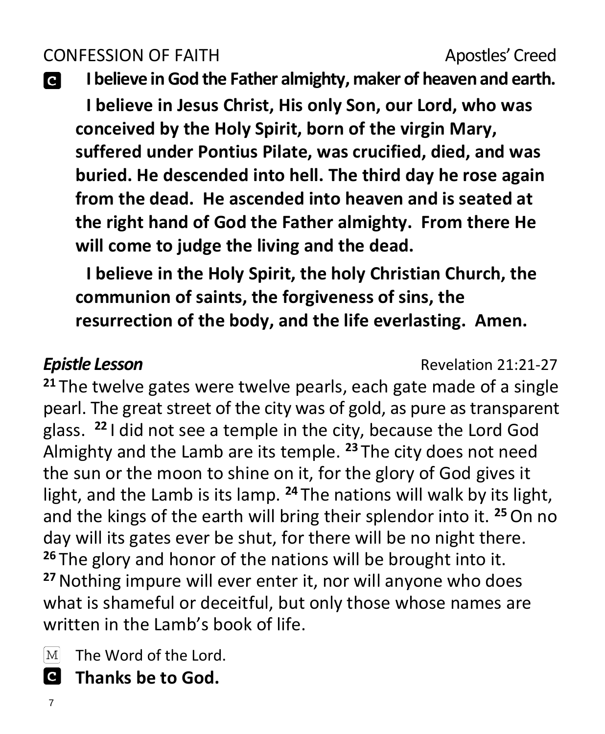CONFESSION OF FAITH Apostles' Creed

**C** **I believe in God the Father almighty, maker of heaven and earth.**

**I believe in Jesus Christ, His only Son, our Lord, who was conceived by the Holy Spirit, born of the virgin Mary, suffered under Pontius Pilate, was crucified, died, and was buried. He descended into hell. The third day he rose again from the dead. He ascended into heaven and is seated at the right hand of God the Father almighty. From there He will come to judge the living and the dead.**

**I believe in the Holy Spirit, the holy Christian Church, the communion of saints, the forgiveness of sins, the resurrection of the body, and the life everlasting. Amen.**

***Epistle Lesson*** Revelation 21:21-27

[21] The twelve gates were twelve pearls, each gate made of a single pearl. The great street of the city was of gold, as pure as transparent glass. [22] I did not see a temple in the city, because the Lord God Almighty and the Lamb are its temple. [23] The city does not need the sun or the moon to shine on it, for the glory of God gives it light, and the Lamb is its lamp. [24] The nations will walk by its light, and the kings of the earth will bring their splendor into it. [25] On no day will its gates ever be shut, for there will be no night there. [26] The glory and honor of the nations will be brought into it. [27] Nothing impure will ever enter it, nor will anyone who does what is shameful or deceitful, but only those whose names are written in the Lamb's book of life.

M The Word of the Lord.

**C** **Thanks be to God.**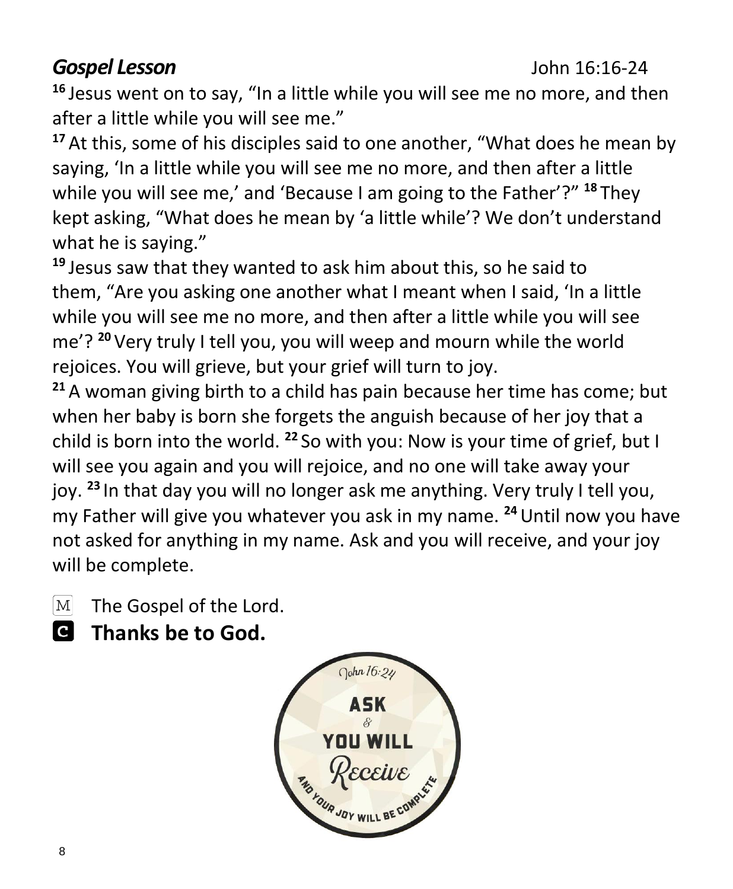***Gospel Lesson*** John 16:16-24

[16] Jesus went on to say, "In a little while you will see me no more, and then after a little while you will see me."

[17] At this, some of his disciples said to one another, "What does he mean by saying, 'In a little while you will see me no more, and then after a little while you will see me,' and 'Because I am going to the Father'?" [18] They kept asking, "What does he mean by 'a little while'? We don't understand what he is saying."

[19] Jesus saw that they wanted to ask him about this, so he said to them, "Are you asking one another what I meant when I said, 'In a little while you will see me no more, and then after a little while you will see me'? [20] Very truly I tell you, you will weep and mourn while the world rejoices. You will grieve, but your grief will turn to joy.

[21] A woman giving birth to a child has pain because her time has come; but when her baby is born she forgets the anguish because of her joy that a child is born into the world. [22] So with you: Now is your time of grief, but I will see you again and you will rejoice, and no one will take away your joy. [23] In that day you will no longer ask me anything. Very truly I tell you, my Father will give you whatever you ask in my name. [24] Until now you have not asked for anything in my name. Ask and you will receive, and your joy will be complete.

M The Gospel of the Lord.

C **Thanks be to God.**

John 16:24

ASK & YOU WILL Receive

AND YOUR JOY WILL BE COMPLETE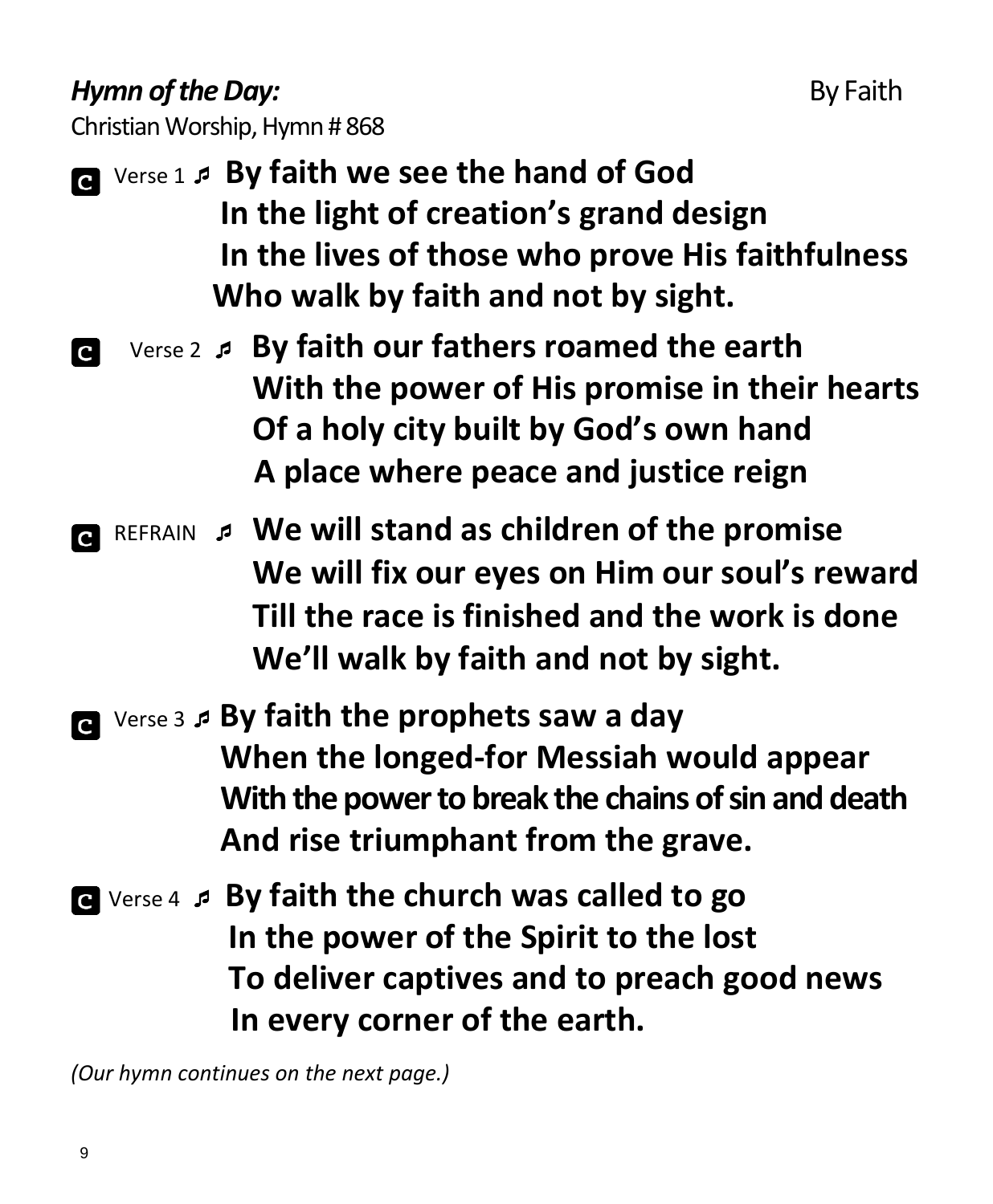***Hymn of the Day:*** By Faith

Christian Worship, Hymn # 868

**C** Verse 1 ♬ **By faith we see the hand of God**
**In the light of creation's grand design**
**In the lives of those who prove His faithfulness**
**Who walk by faith and not by sight.**

**C** Verse 2 ♬ **By faith our fathers roamed the earth**
**With the power of His promise in their hearts**
**Of a holy city built by God's own hand**
**A place where peace and justice reign**

**C** REFRAIN ♬ **We will stand as children of the promise**
**We will fix our eyes on Him our soul's reward**
**Till the race is finished and the work is done**
**We'll walk by faith and not by sight.**

**C** Verse 3 ♬ **By faith the prophets saw a day**
**When the longed-for Messiah would appear**
**With the power to break the chains of sin and death**
**And rise triumphant from the grave.**

**C** Verse 4 ♬ **By faith the church was called to go**
**In the power of the Spirit to the lost**
**To deliver captives and to preach good news**
**In every corner of the earth.**

*(Our hymn continues on the next page.)*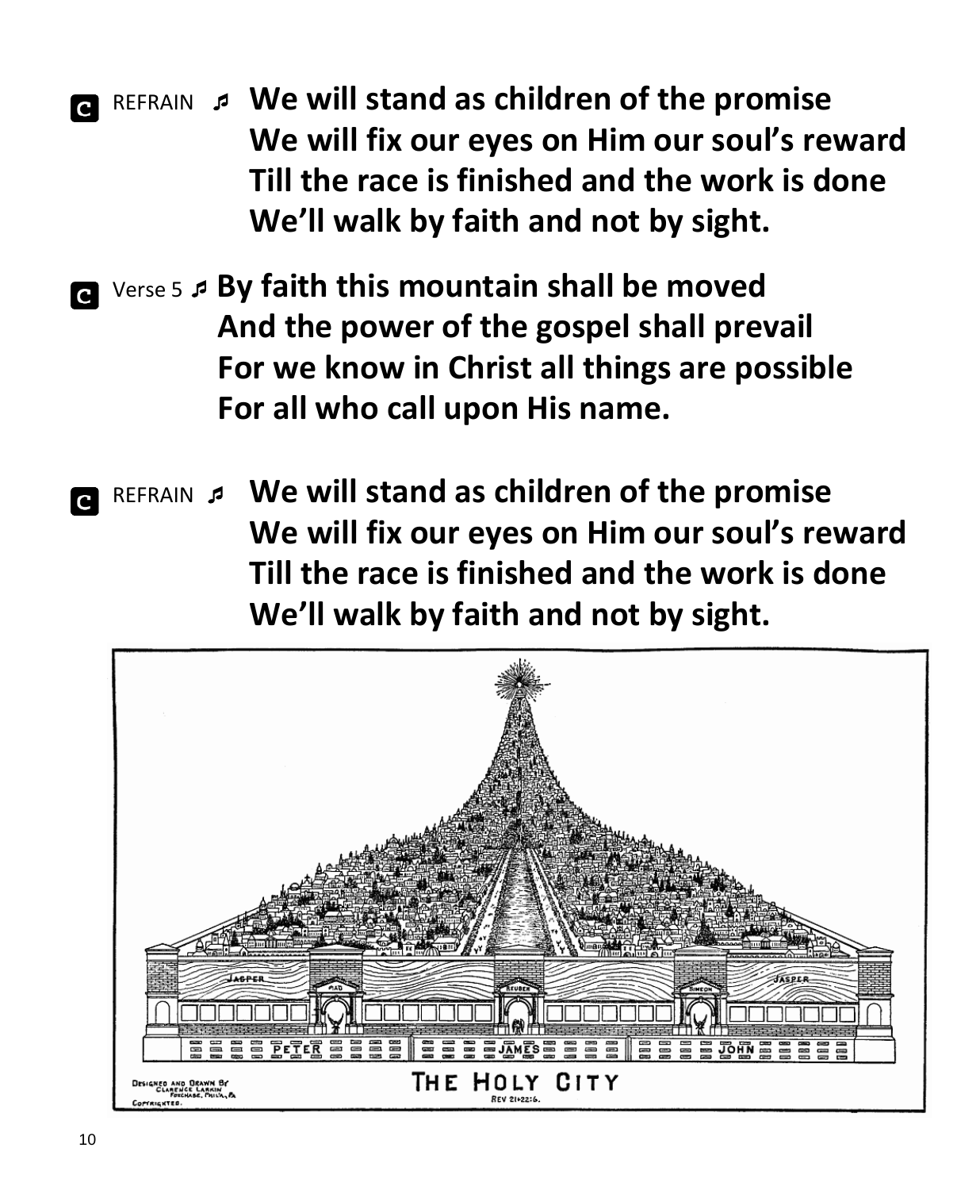**C** REFRAIN ♬ **We will stand as children of the promise**
**We will fix our eyes on Him our soul's reward**
**Till the race is finished and the work is done**
**We'll walk by faith and not by sight.**

**C** Verse 5 ♬ **By faith this mountain shall be moved**
**And the power of the gospel shall prevail**
**For we know in Christ all things are possible**
**For all who call upon His name.**

**C** REFRAIN ♬ **We will stand as children of the promise**
**We will fix our eyes on Him our soul's reward**
**Till the race is finished and the work is done**
**We'll walk by faith and not by sight.**

THE HOLY CITY
REV 21-22:6.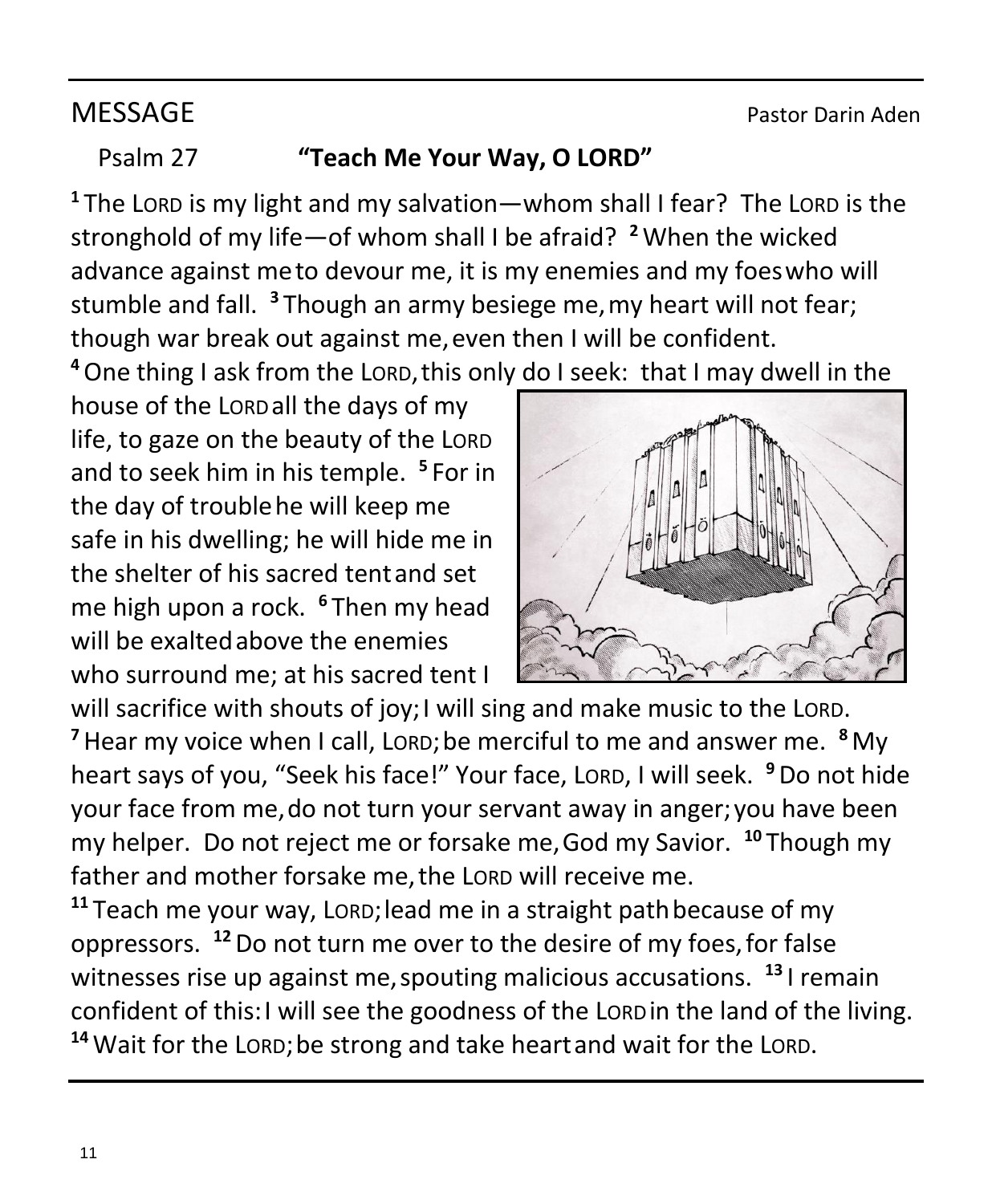## MESSAGE

Pastor Darin Aden

Psalm 27 **"Teach Me Your Way, O LORD"**

[1] The LORD is my light and my salvation—whom shall I fear? The LORD is the stronghold of my life—of whom shall I be afraid? [2] When the wicked advance against me to devour me, it is my enemies and my foes who will stumble and fall. [3] Though an army besiege me, my heart will not fear; though war break out against me, even then I will be confident.

[4] One thing I ask from the LORD, this only do I seek: that I may dwell in the house of the LORD all the days of my life, to gaze on the beauty of the LORD and to seek him in his temple. [5] For in the day of trouble he will keep me safe in his dwelling; he will hide me in the shelter of his sacred tent and set me high upon a rock. [6] Then my head will be exalted above the enemies who surround me; at his sacred tent I will sacrifice with shouts of joy; I will sing and make music to the LORD.

[7] Hear my voice when I call, LORD; be merciful to me and answer me. [8] My heart says of you, "Seek his face!" Your face, LORD, I will seek. [9] Do not hide your face from me, do not turn your servant away in anger; you have been my helper. Do not reject me or forsake me, God my Savior. [10] Though my father and mother forsake me, the LORD will receive me.

[11] Teach me your way, LORD; lead me in a straight path because of my oppressors. [12] Do not turn me over to the desire of my foes, for false witnesses rise up against me, spouting malicious accusations. [13] I remain confident of this: I will see the goodness of the LORD in the land of the living.

[14] Wait for the LORD; be strong and take heart and wait for the LORD.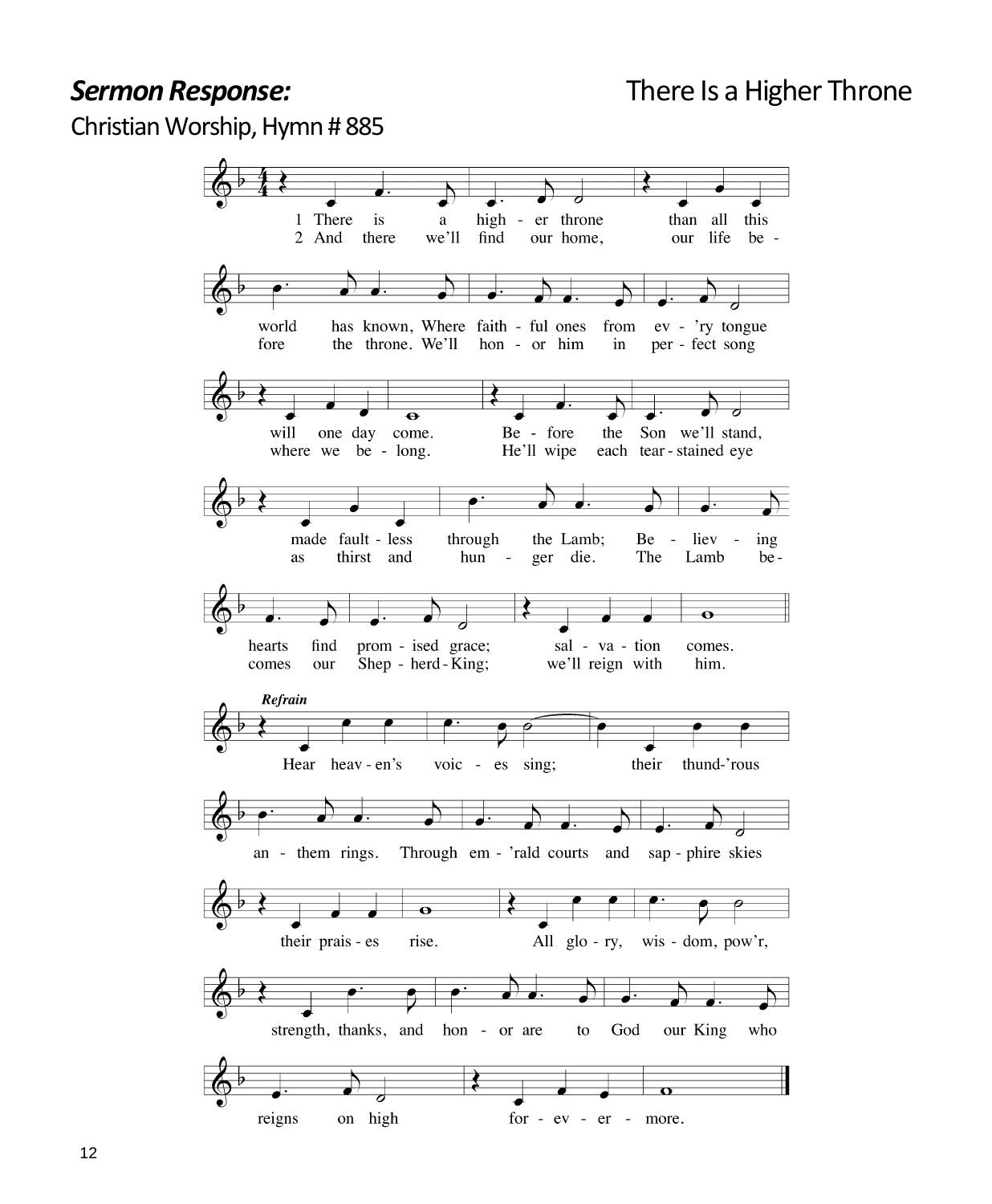***Sermon Response:*** There Is a Higher Throne

Christian Worship, Hymn # 885

1 There is a higher throne than all this world has known, Where faithful ones from ev'ry tongue will one day come. Before the Son we'll stand, made faultless through the Lamb; Believing hearts find promised grace; salvation comes.

2 And there we'll find our home, our life before the throne. We'll honor him in perfect song where we belong. He'll wipe each tear-stained eye as thirst and hunger die. The Lamb becomes our Shepherd-King; we'll reign with him.

*Refrain*

Hear heaven's voices sing; their thund'rous anthem rings. Through em'rald courts and sapphire skies their praises rise. All glory, wisdom, pow'r, strength, thanks, and honor are to God our King who reigns on high forevermore.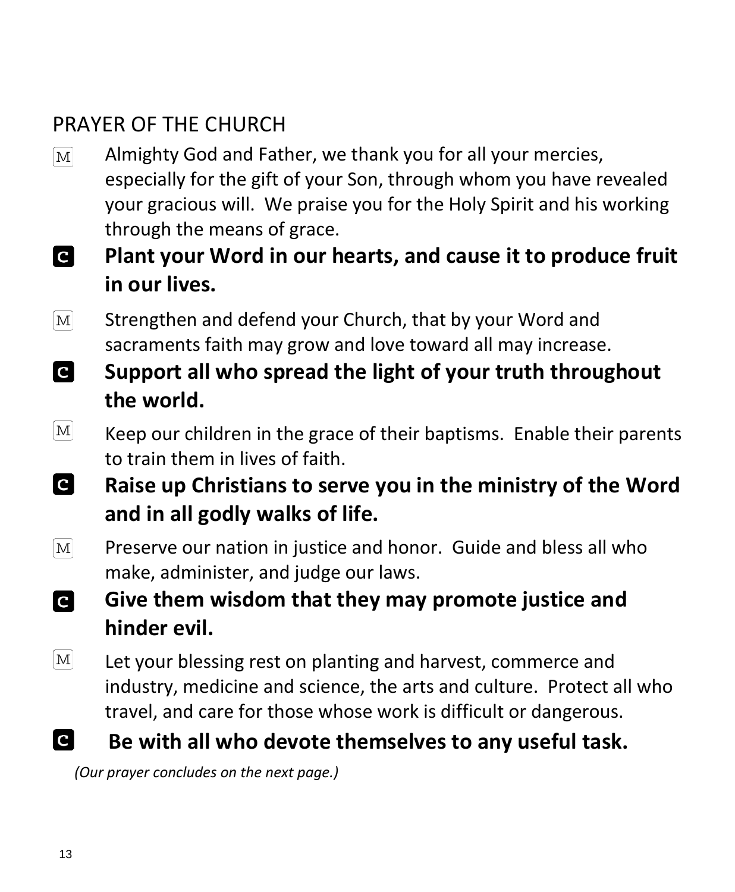## PRAYER OF THE CHURCH

M Almighty God and Father, we thank you for all your mercies, especially for the gift of your Son, through whom you have revealed your gracious will. We praise you for the Holy Spirit and his working through the means of grace.

**C Plant your Word in our hearts, and cause it to produce fruit in our lives.**

M Strengthen and defend your Church, that by your Word and sacraments faith may grow and love toward all may increase.

**C Support all who spread the light of your truth throughout the world.**

M Keep our children in the grace of their baptisms. Enable their parents to train them in lives of faith.

**C Raise up Christians to serve you in the ministry of the Word and in all godly walks of life.**

M Preserve our nation in justice and honor. Guide and bless all who make, administer, and judge our laws.

**C Give them wisdom that they may promote justice and hinder evil.**

M Let your blessing rest on planting and harvest, commerce and industry, medicine and science, the arts and culture. Protect all who travel, and care for those whose work is difficult or dangerous.

**C Be with all who devote themselves to any useful task.**

*(Our prayer concludes on the next page.)*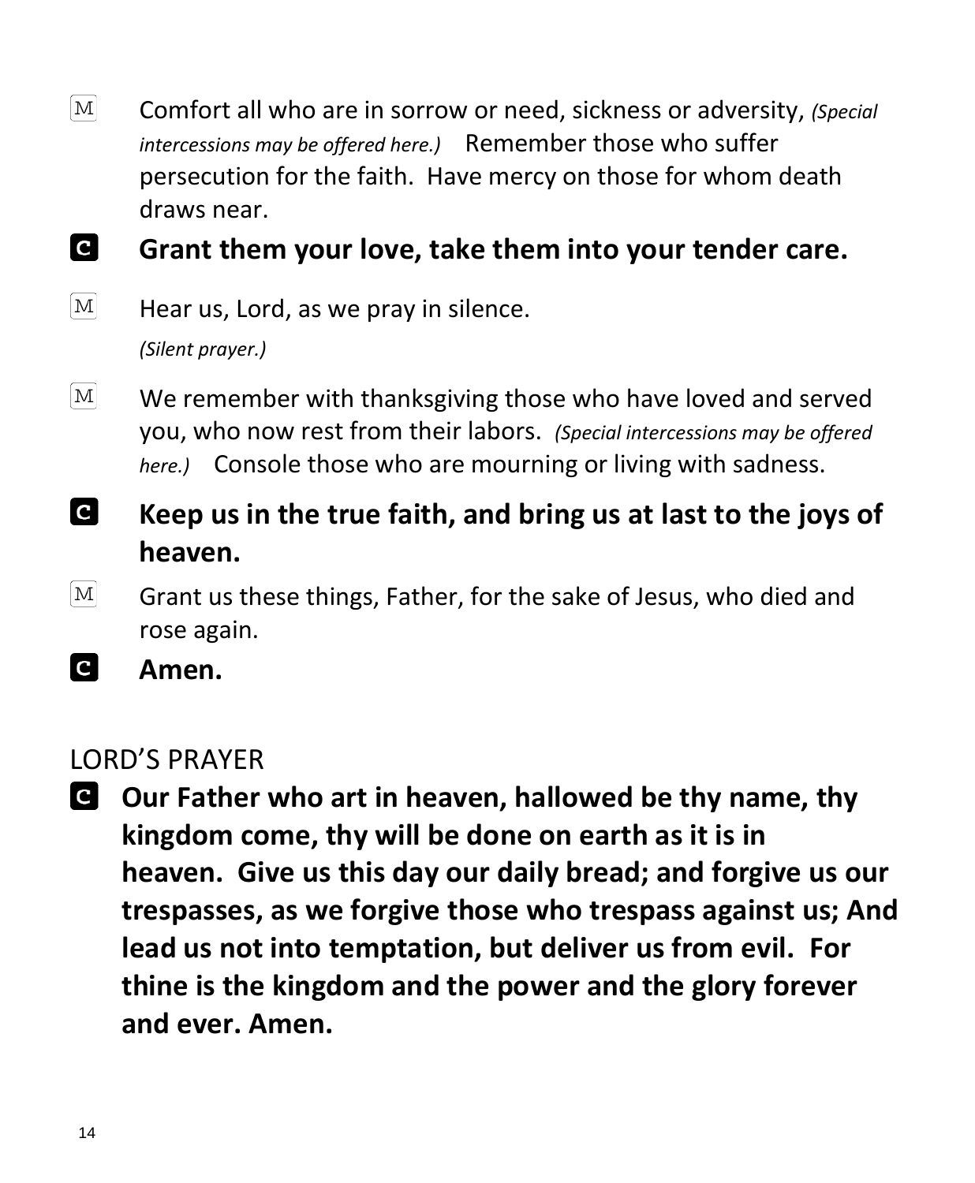M Comfort all who are in sorrow or need, sickness or adversity, *(Special intercessions may be offered here.)* Remember those who suffer persecution for the faith. Have mercy on those for whom death draws near.

C **Grant them your love, take them into your tender care.**

M Hear us, Lord, as we pray in silence.

*(Silent prayer.)*

M We remember with thanksgiving those who have loved and served you, who now rest from their labors. *(Special intercessions may be offered here.)* Console those who are mourning or living with sadness.

C **Keep us in the true faith, and bring us at last to the joys of heaven.**

M Grant us these things, Father, for the sake of Jesus, who died and rose again.

C **Amen.**

## LORD'S PRAYER

C **Our Father who art in heaven, hallowed be thy name, thy kingdom come, thy will be done on earth as it is in heaven. Give us this day our daily bread; and forgive us our trespasses, as we forgive those who trespass against us; And lead us not into temptation, but deliver us from evil. For thine is the kingdom and the power and the glory forever and ever. Amen.**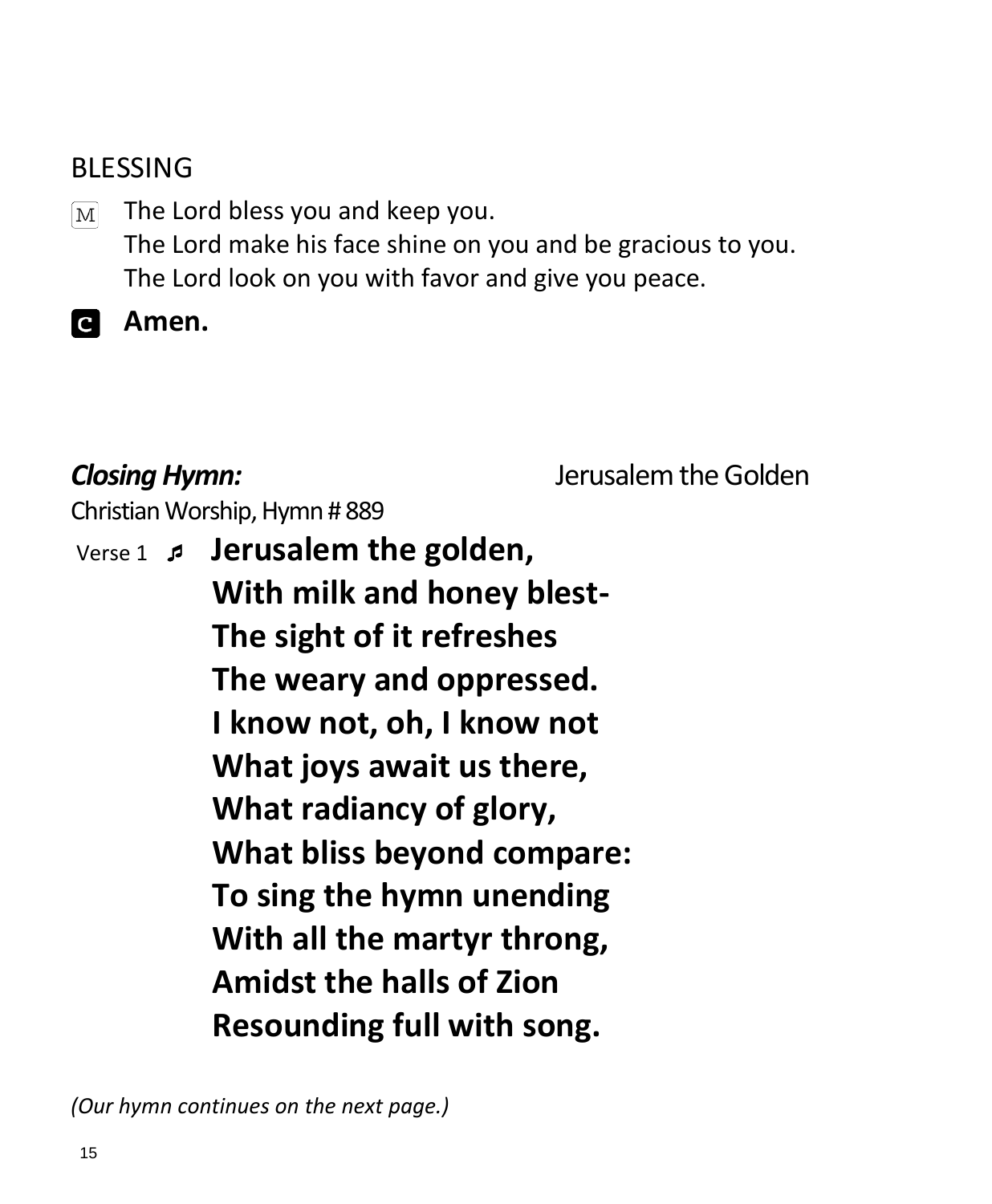## BLESSING

M The Lord bless you and keep you.
The Lord make his face shine on you and be gracious to you.
The Lord look on you with favor and give you peace.

C **Amen.**

***Closing Hymn:*** Jerusalem the Golden

Christian Worship, Hymn # 889

Verse 1 ♬ **Jerusalem the golden,**
**With milk and honey blest-**
**The sight of it refreshes**
**The weary and oppressed.**
**I know not, oh, I know not**
**What joys await us there,**
**What radiancy of glory,**
**What bliss beyond compare:**
**To sing the hymn unending**
**With all the martyr throng,**
**Amidst the halls of Zion**
**Resounding full with song.**

*(Our hymn continues on the next page.)*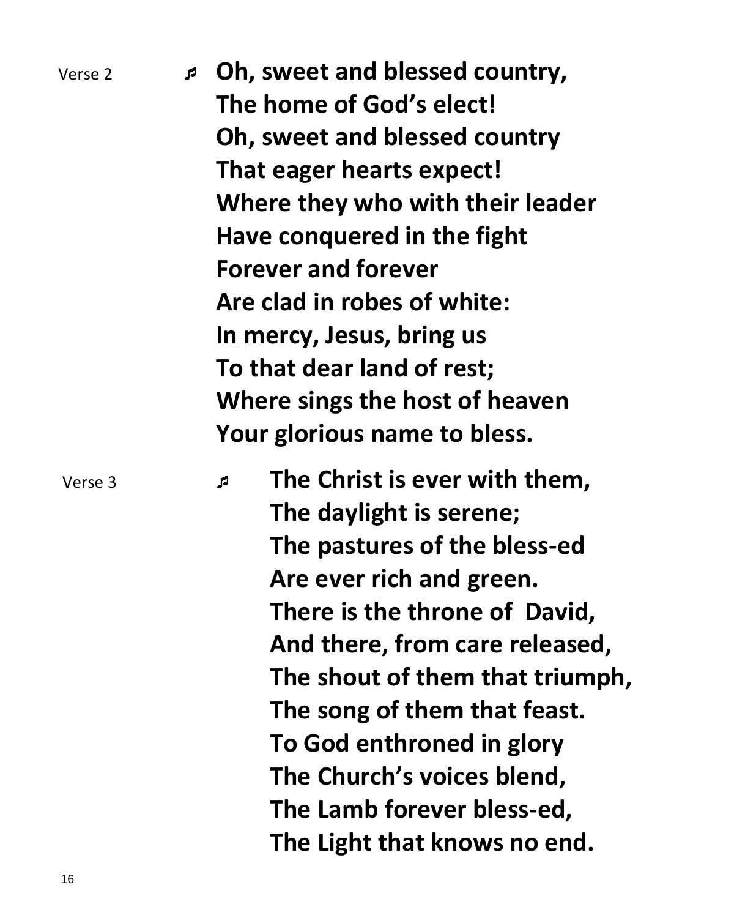Verse 2

♬ **Oh, sweet and blessed country,**
**The home of God's elect!**
**Oh, sweet and blessed country**
**That eager hearts expect!**
**Where they who with their leader**
**Have conquered in the fight**
**Forever and forever**
**Are clad in robes of white:**
**In mercy, Jesus, bring us**
**To that dear land of rest;**
**Where sings the host of heaven**
**Your glorious name to bless.**

Verse 3

♬ **The Christ is ever with them,**
**The daylight is serene;**
**The pastures of the bless-ed**
**Are ever rich and green.**
**There is the throne of David,**
**And there, from care released,**
**The shout of them that triumph,**
**The song of them that feast.**
**To God enthroned in glory**
**The Church's voices blend,**
**The Lamb forever bless-ed,**
**The Light that knows no end.**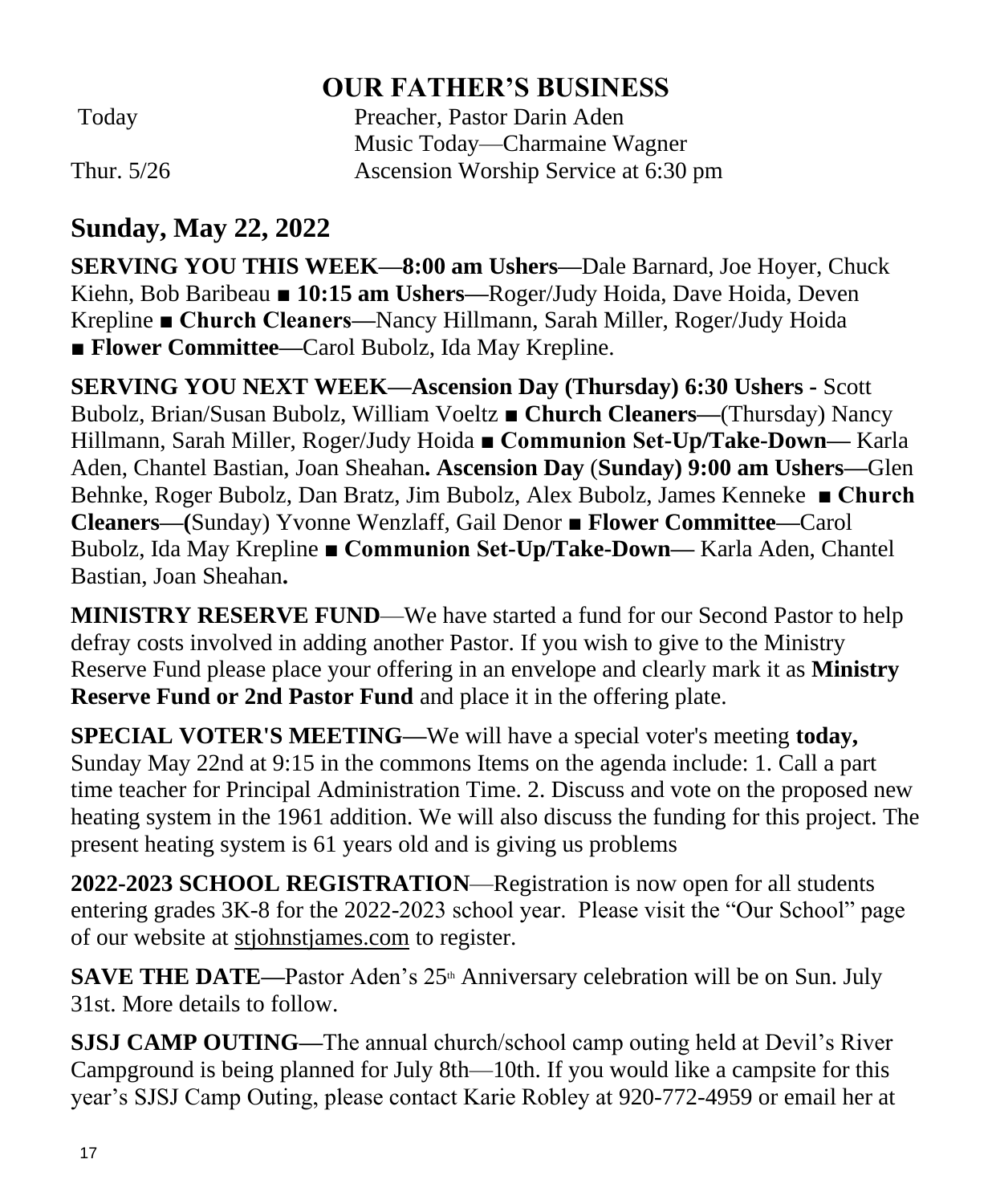# OUR FATHER'S BUSINESS

| | |
|---|---|
| Today | Preacher, Pastor Darin Aden |
| | Music Today—Charmaine Wagner |
| Thur. 5/26 | Ascension Worship Service at 6:30 pm |

## Sunday, May 22, 2022

**SERVING YOU THIS WEEK—8:00 am Ushers—**Dale Barnard, Joe Hoyer, Chuck Kiehn, Bob Baribeau ■ **10:15 am Ushers—**Roger/Judy Hoida, Dave Hoida, Deven Krepline ■ **Church Cleaners—**Nancy Hillmann, Sarah Miller, Roger/Judy Hoida ■ **Flower Committee—**Carol Bubolz, Ida May Krepline.

**SERVING YOU NEXT WEEK—Ascension Day (Thursday) 6:30 Ushers -** Scott Bubolz, Brian/Susan Bubolz, William Voeltz ■ **Church Cleaners—**(Thursday) Nancy Hillmann, Sarah Miller, Roger/Judy Hoida ■ **Communion Set-Up/Take-Down—** Karla Aden, Chantel Bastian, Joan Sheahan**. Ascension Day** (**Sunday) 9:00 am Ushers—**Glen Behnke, Roger Bubolz, Dan Bratz, Jim Bubolz, Alex Bubolz, James Kenneke ■ **Church Cleaners—(**Sunday) Yvonne Wenzlaff, Gail Denor ■ **Flower Committee—**Carol Bubolz, Ida May Krepline ■ **Communion Set-Up/Take-Down—** Karla Aden, Chantel Bastian, Joan Sheahan**.**

**MINISTRY RESERVE FUND**—We have started a fund for our Second Pastor to help defray costs involved in adding another Pastor. If you wish to give to the Ministry Reserve Fund please place your offering in an envelope and clearly mark it as **Ministry Reserve Fund or 2nd Pastor Fund** and place it in the offering plate.

**SPECIAL VOTER'S MEETING—**We will have a special voter's meeting **today,** Sunday May 22nd at 9:15 in the commons Items on the agenda include: 1. Call a part time teacher for Principal Administration Time. 2. Discuss and vote on the proposed new heating system in the 1961 addition. We will also discuss the funding for this project. The present heating system is 61 years old and is giving us problems

**2022-2023 SCHOOL REGISTRATION**—Registration is now open for all students entering grades 3K-8 for the 2022-2023 school year. Please visit the "Our School" page of our website at stjohnstjames.com to register.

**SAVE THE DATE—**Pastor Aden's 25th Anniversary celebration will be on Sun. July 31st. More details to follow.

**SJSJ CAMP OUTING—**The annual church/school camp outing held at Devil's River Campground is being planned for July 8th—10th. If you would like a campsite for this year's SJSJ Camp Outing, please contact Karie Robley at 920-772-4959 or email her at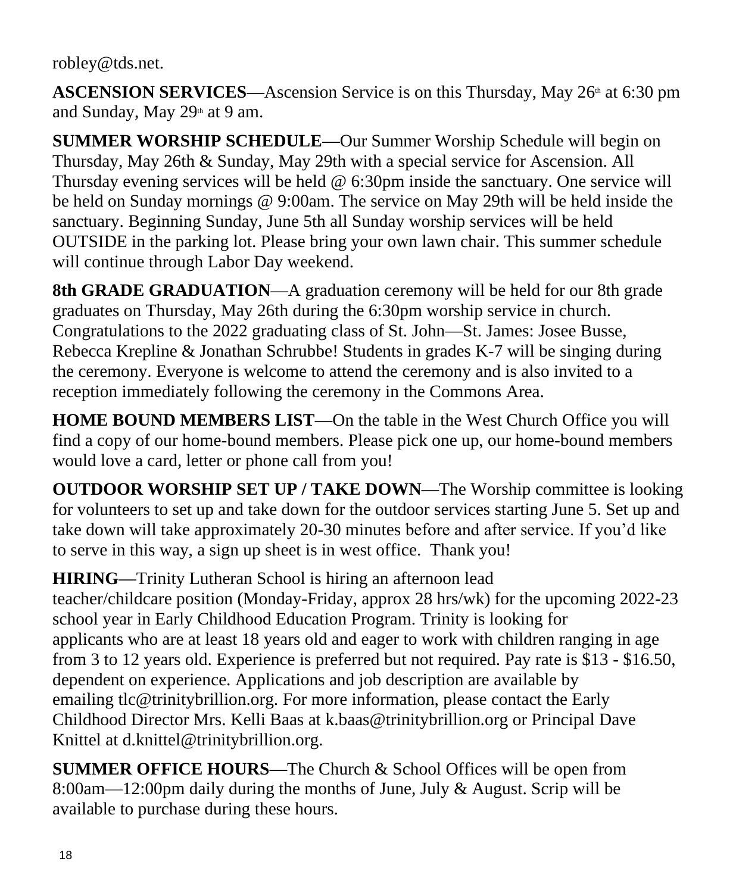robley@tds.net.

**ASCENSION SERVICES—**Ascension Service is on this Thursday, May 26th at 6:30 pm and Sunday, May 29th at 9 am.

**SUMMER WORSHIP SCHEDULE—**Our Summer Worship Schedule will begin on Thursday, May 26th & Sunday, May 29th with a special service for Ascension. All Thursday evening services will be held @ 6:30pm inside the sanctuary. One service will be held on Sunday mornings @ 9:00am. The service on May 29th will be held inside the sanctuary. Beginning Sunday, June 5th all Sunday worship services will be held OUTSIDE in the parking lot. Please bring your own lawn chair. This summer schedule will continue through Labor Day weekend.

**8th GRADE GRADUATION**—A graduation ceremony will be held for our 8th grade graduates on Thursday, May 26th during the 6:30pm worship service in church. Congratulations to the 2022 graduating class of St. John—St. James: Josee Busse, Rebecca Krepline & Jonathan Schrubbe! Students in grades K-7 will be singing during the ceremony. Everyone is welcome to attend the ceremony and is also invited to a reception immediately following the ceremony in the Commons Area.

**HOME BOUND MEMBERS LIST—**On the table in the West Church Office you will find a copy of our home-bound members. Please pick one up, our home-bound members would love a card, letter or phone call from you!

**OUTDOOR WORSHIP SET UP / TAKE DOWN—**The Worship committee is looking for volunteers to set up and take down for the outdoor services starting June 5. Set up and take down will take approximately 20-30 minutes before and after service. If you'd like to serve in this way, a sign up sheet is in west office. Thank you!

**HIRING—**Trinity Lutheran School is hiring an afternoon lead teacher/childcare position (Monday-Friday, approx 28 hrs/wk) for the upcoming 2022-23 school year in Early Childhood Education Program. Trinity is looking for applicants who are at least 18 years old and eager to work with children ranging in age from 3 to 12 years old. Experience is preferred but not required. Pay rate is $13 - $16.50, dependent on experience. Applications and job description are available by emailing tlc@trinitybrillion.org. For more information, please contact the Early Childhood Director Mrs. Kelli Baas at k.baas@trinitybrillion.org or Principal Dave Knittel at d.knittel@trinitybrillion.org.

**SUMMER OFFICE HOURS—**The Church & School Offices will be open from 8:00am—12:00pm daily during the months of June, July & August. Scrip will be available to purchase during these hours.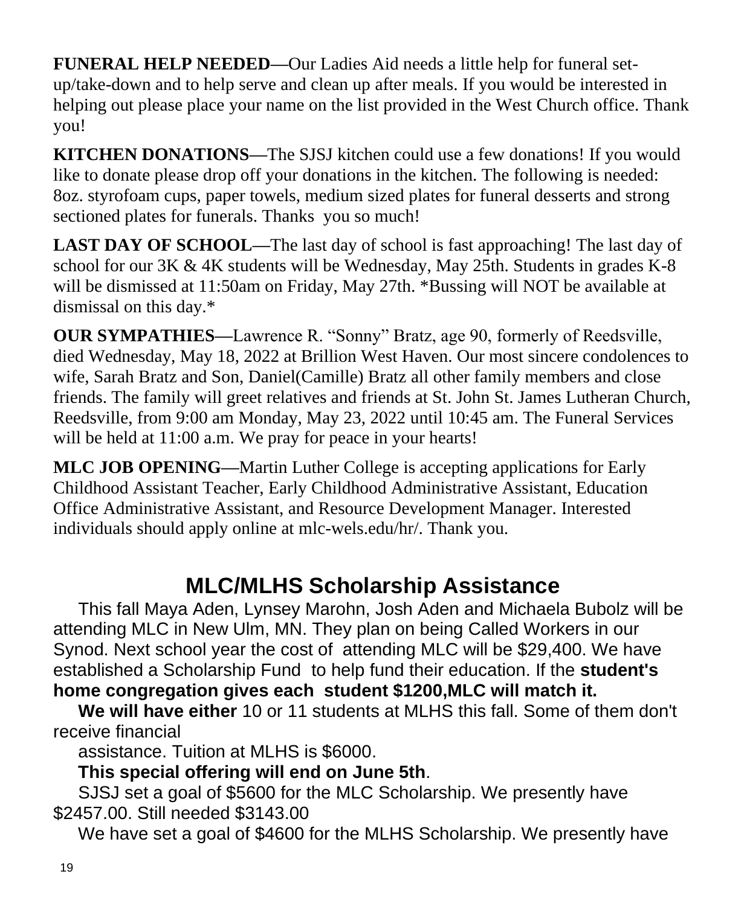**FUNERAL HELP NEEDED—**Our Ladies Aid needs a little help for funeral set-up/take-down and to help serve and clean up after meals. If you would be interested in helping out please place your name on the list provided in the West Church office. Thank you!

**KITCHEN DONATIONS—**The SJSJ kitchen could use a few donations! If you would like to donate please drop off your donations in the kitchen. The following is needed: 8oz. styrofoam cups, paper towels, medium sized plates for funeral desserts and strong sectioned plates for funerals. Thanks you so much!

**LAST DAY OF SCHOOL—**The last day of school is fast approaching! The last day of school for our 3K & 4K students will be Wednesday, May 25th. Students in grades K-8 will be dismissed at 11:50am on Friday, May 27th. *Bussing will NOT be available at dismissal on this day.*

**OUR SYMPATHIES—**Lawrence R. "Sonny" Bratz, age 90, formerly of Reedsville, died Wednesday, May 18, 2022 at Brillion West Haven. Our most sincere condolences to wife, Sarah Bratz and Son, Daniel(Camille) Bratz all other family members and close friends. The family will greet relatives and friends at St. John St. James Lutheran Church, Reedsville, from 9:00 am Monday, May 23, 2022 until 10:45 am. The Funeral Services will be held at 11:00 a.m. We pray for peace in your hearts!

**MLC JOB OPENING—**Martin Luther College is accepting applications for Early Childhood Assistant Teacher, Early Childhood Administrative Assistant, Education Office Administrative Assistant, and Resource Development Manager. Interested individuals should apply online at mlc-wels.edu/hr/. Thank you.

## MLC/MLHS Scholarship Assistance

This fall Maya Aden, Lynsey Marohn, Josh Aden and Michaela Bubolz will be attending MLC in New Ulm, MN. They plan on being Called Workers in our Synod. Next school year the cost of attending MLC will be $29,400. We have established a Scholarship Fund to help fund their education. If the **student's home congregation gives each student $1200,MLC will match it.**

**We will have either** 10 or 11 students at MLHS this fall. Some of them don't receive financial assistance. Tuition at MLHS is $6000.

**This special offering will end on June 5th**.

SJSJ set a goal of $5600 for the MLC Scholarship. We presently have $2457.00. Still needed $3143.00

We have set a goal of $4600 for the MLHS Scholarship. We presently have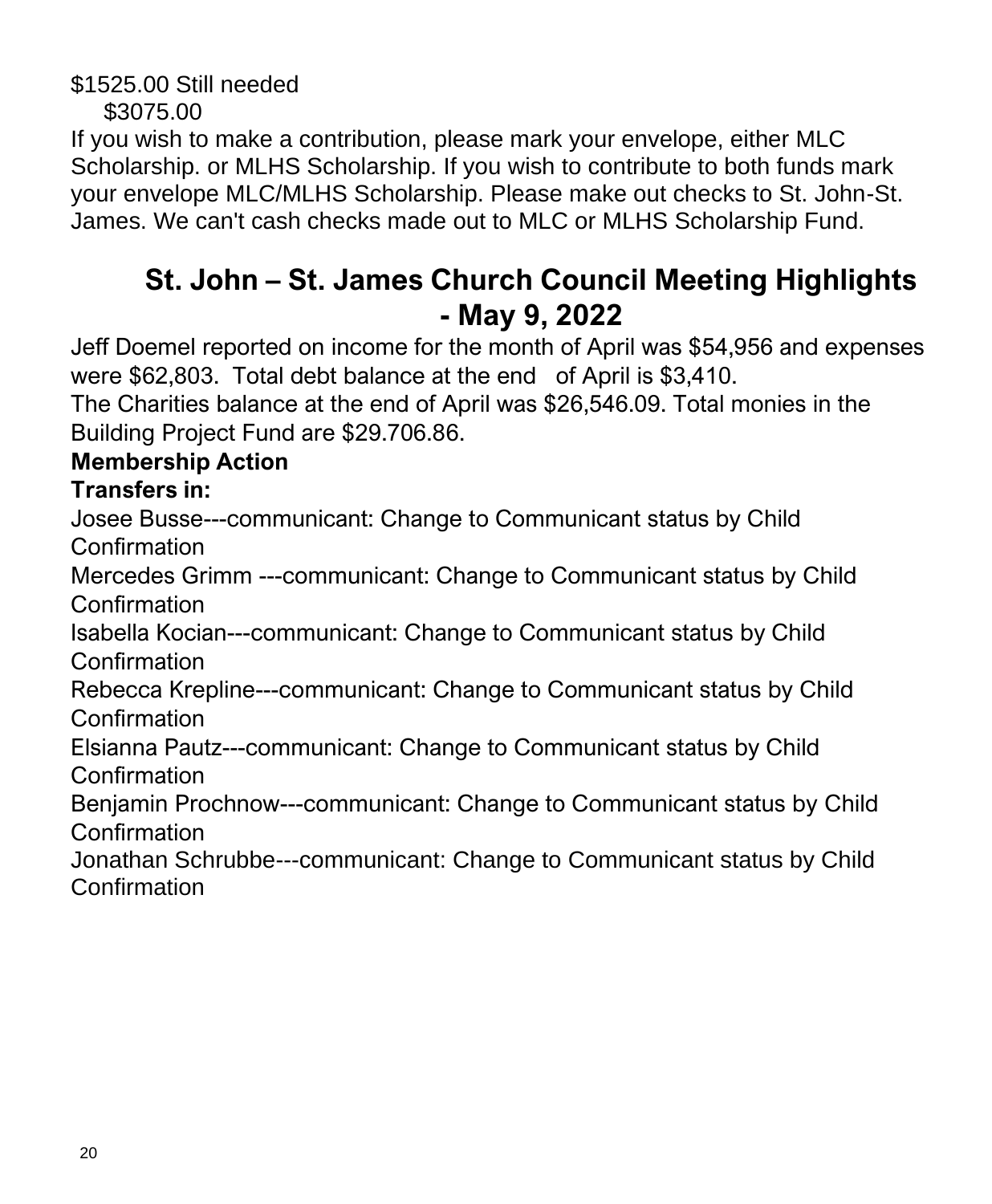$1525.00 Still needed

$3075.00

If you wish to make a contribution, please mark your envelope, either MLC Scholarship. or MLHS Scholarship. If you wish to contribute to both funds mark your envelope MLC/MLHS Scholarship. Please make out checks to St. John-St. James. We can't cash checks made out to MLC or MLHS Scholarship Fund.

## St. John – St. James Church Council Meeting Highlights - May 9, 2022

Jeff Doemel reported on income for the month of April was $54,956 and expenses were $62,803. Total debt balance at the end of April is $3,410.

The Charities balance at the end of April was $26,546.09. Total monies in the Building Project Fund are $29.706.86.

**Membership Action**

**Transfers in:**

Josee Busse---communicant: Change to Communicant status by Child Confirmation

Mercedes Grimm ---communicant: Change to Communicant status by Child Confirmation

Isabella Kocian---communicant: Change to Communicant status by Child Confirmation

Rebecca Krepline---communicant: Change to Communicant status by Child Confirmation

Elsianna Pautz---communicant: Change to Communicant status by Child Confirmation

Benjamin Prochnow---communicant: Change to Communicant status by Child Confirmation

Jonathan Schrubbe---communicant: Change to Communicant status by Child Confirmation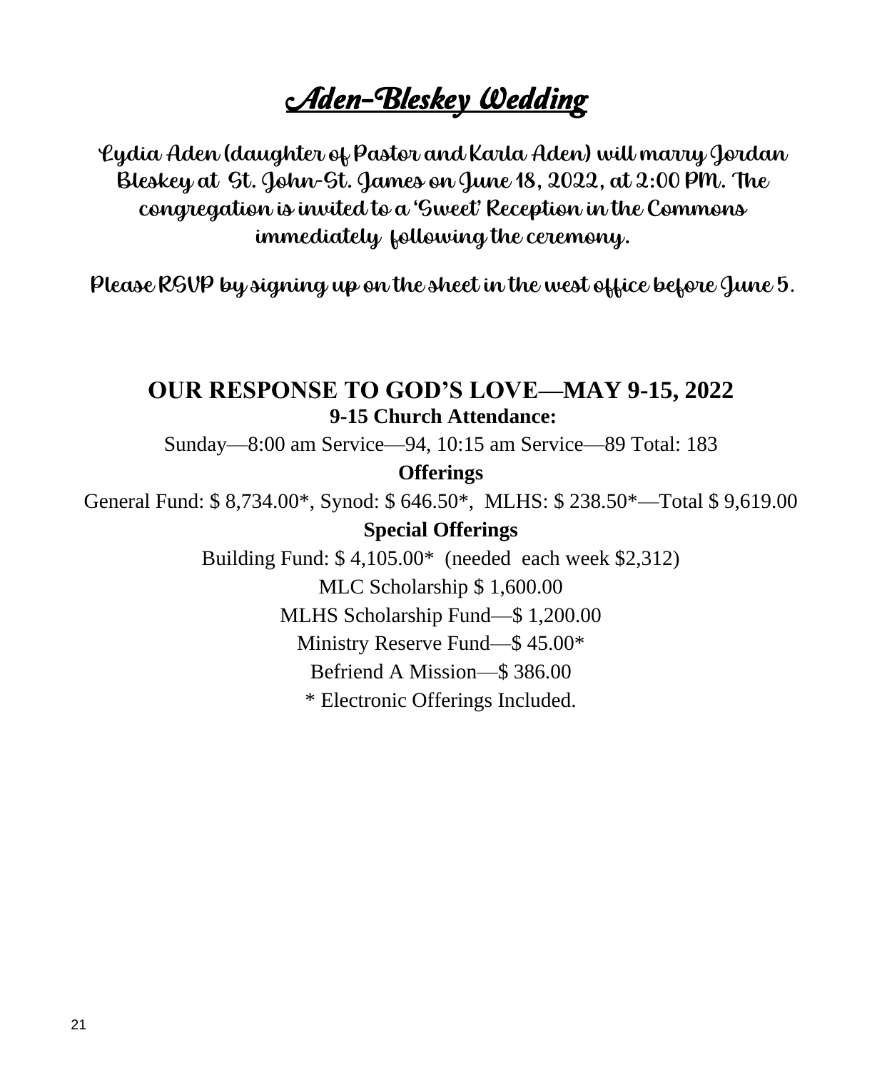# *Aden-Bleskey Wedding*

Lydia Aden (daughter of Pastor and Karla Aden) will marry Jordan Bleskey at St. John-St. James on June 18, 2022, at 2:00 PM. The congregation is invited to a 'Sweet' Reception in the Commons immediately following the ceremony.

Please RSVP by signing up on the sheet in the west office before June 5.

## OUR RESPONSE TO GOD'S LOVE—MAY 9-15, 2022

**9-15 Church Attendance:**

Sunday—8:00 am Service—94, 10:15 am Service—89 Total: 183

**Offerings**

General Fund: $ 8,734.00*, Synod: $ 646.50*, MLHS: $ 238.50*—Total $ 9,619.00

**Special Offerings**

Building Fund: $ 4,105.00* (needed each week $2,312)

MLC Scholarship $ 1,600.00

MLHS Scholarship Fund—$ 1,200.00

Ministry Reserve Fund—$ 45.00*

Befriend A Mission—$ 386.00

* Electronic Offerings Included.